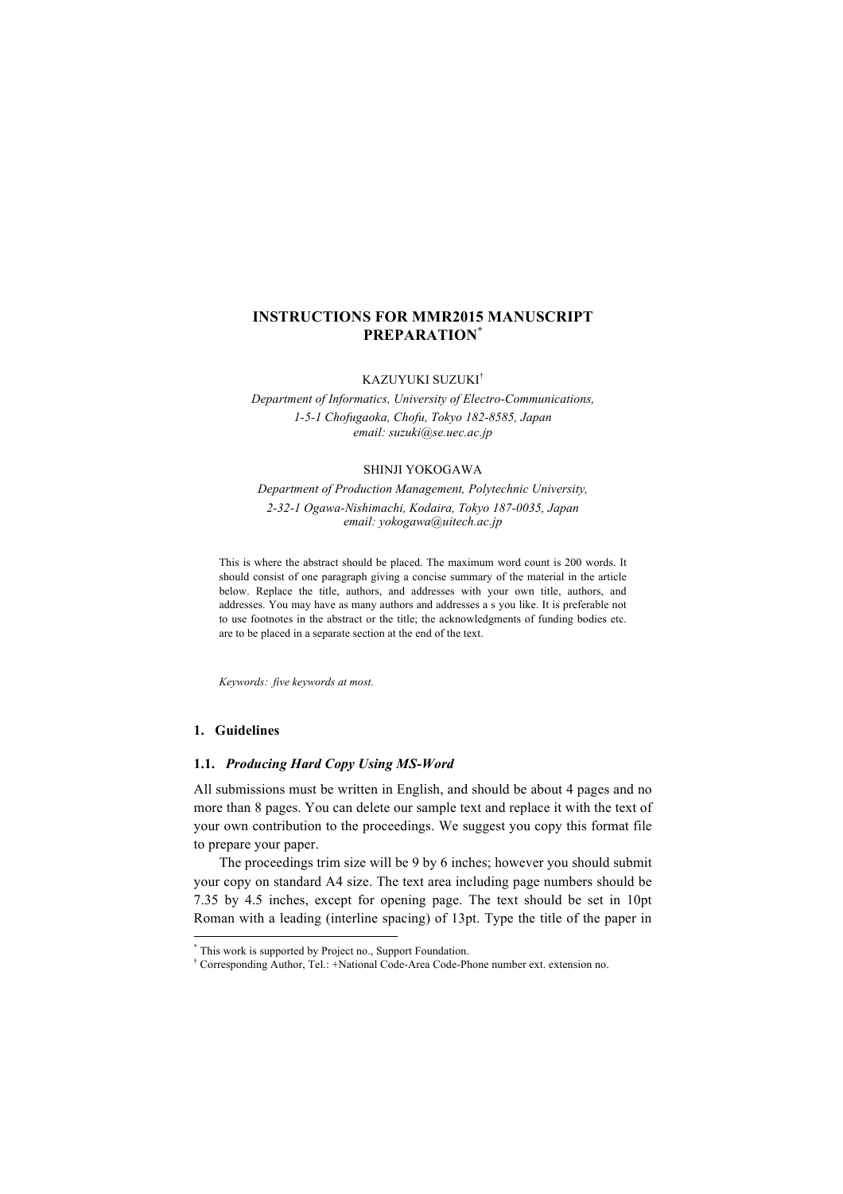# INSTRUCTIONS FOR MMR2015 MANUSCRIPT PREPARATION*

KAZUYUKI SUZUKI†

*Department of Informatics, University of Electro-Communications,*
*1-5-1 Chofugaoka, Chofu, Tokyo 182-8585, Japan*
*email: suzuki@se.uec.ac.jp*

SHINJI YOKOGAWA

*Department of Production Management, Polytechnic University,*
*2-32-1 Ogawa-Nishimachi, Kodaira, Tokyo 187-0035, Japan*
*email: yokogawa@uitech.ac.jp*

This is where the abstract should be placed. The maximum word count is 200 words. It should consist of one paragraph giving a concise summary of the material in the article below. Replace the title, authors, and addresses with your own title, authors, and addresses. You may have as many authors and addresses a s you like. It is preferable not to use footnotes in the abstract or the title; the acknowledgments of funding bodies etc. are to be placed in a separate section at the end of the text.

*Keywords: five keywords at most.*

## 1. Guidelines

### 1.1. *Producing Hard Copy Using MS-Word*

All submissions must be written in English, and should be about 4 pages and no more than 8 pages. You can delete our sample text and replace it with the text of your own contribution to the proceedings. We suggest you copy this format file to prepare your paper.

The proceedings trim size will be 9 by 6 inches; however you should submit your copy on standard A4 size. The text area including page numbers should be 7.35 by 4.5 inches, except for opening page. The text should be set in 10pt Roman with a leading (interline spacing) of 13pt. Type the title of the paper in

---

\* This work is supported by Project no., Support Foundation.

† Corresponding Author, Tel.: +National Code-Area Code-Phone number ext. extension no.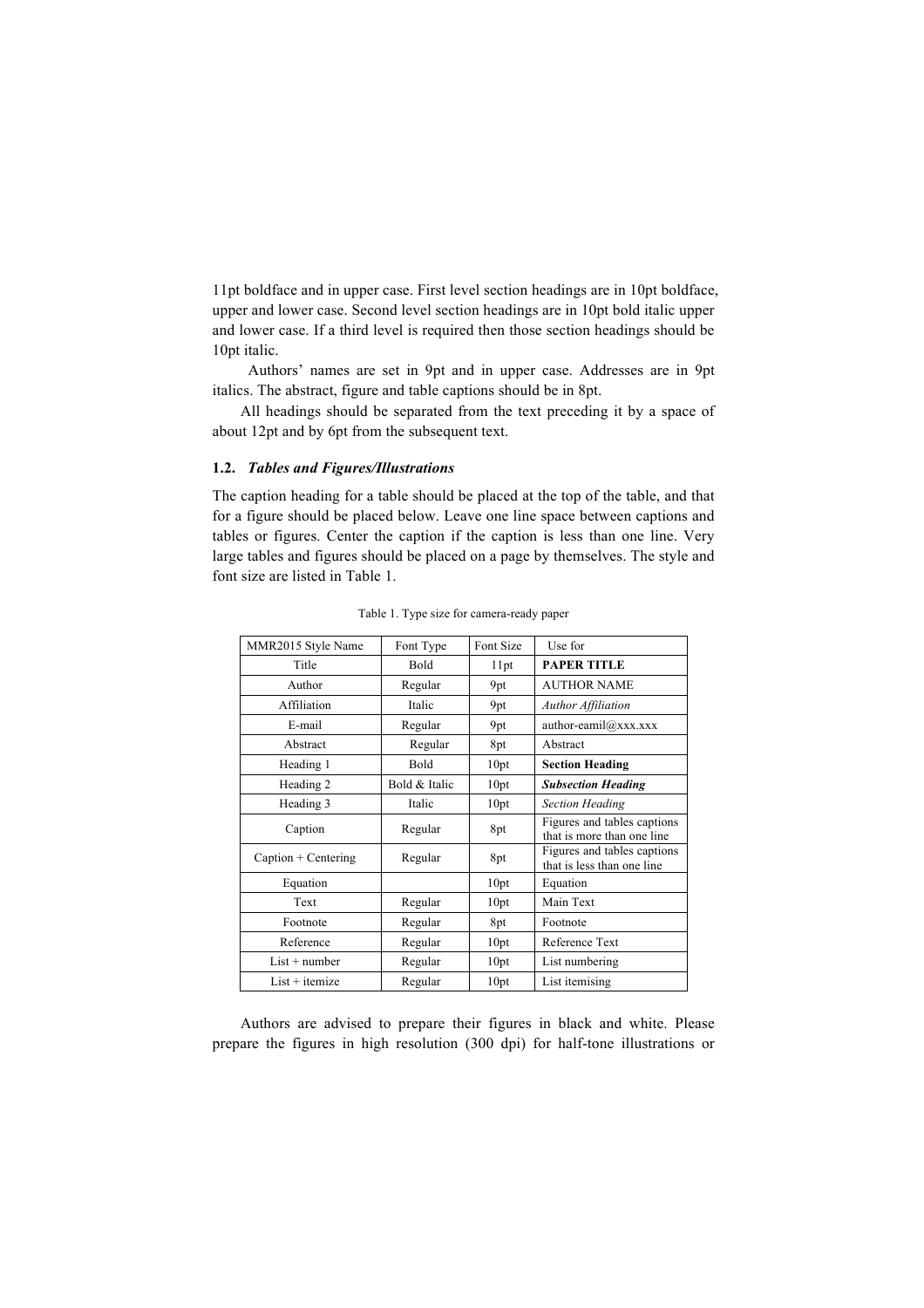11pt boldface and in upper case. First level section headings are in 10pt boldface, upper and lower case. Second level section headings are in 10pt bold italic upper and lower case. If a third level is required then those section headings should be 10pt italic.

Authors' names are set in 9pt and in upper case. Addresses are in 9pt italics. The abstract, figure and table captions should be in 8pt.

All headings should be separated from the text preceding it by a space of about 12pt and by 6pt from the subsequent text.

### 1.2. *Tables and Figures/Illustrations*

The caption heading for a table should be placed at the top of the table, and that for a figure should be placed below. Leave one line space between captions and tables or figures. Center the caption if the caption is less than one line. Very large tables and figures should be placed on a page by themselves. The style and font size are listed in Table 1.

Table 1. Type size for camera-ready paper

| MMR2015 Style Name | Font Type | Font Size | Use for |
|---|---|---|---|
| Title | Bold | 11pt | **PAPER TITLE** |
| Author | Regular | 9pt | AUTHOR NAME |
| Affiliation | Italic | 9pt | *Author Affiliation* |
| E-mail | Regular | 9pt | author-eamil@xxx.xxx |
| Abstract | Regular | 8pt | Abstract |
| Heading 1 | Bold | 10pt | **Section Heading** |
| Heading 2 | Bold & Italic | 10pt | ***Subsection Heading*** |
| Heading 3 | Italic | 10pt | *Section Heading* |
| Caption | Regular | 8pt | Figures and tables captions that is more than one line |
| Caption + Centering | Regular | 8pt | Figures and tables captions that is less than one line |
| Equation | | 10pt | Equation |
| Text | Regular | 10pt | Main Text |
| Footnote | Regular | 8pt | Footnote |
| Reference | Regular | 10pt | Reference Text |
| List + number | Regular | 10pt | List numbering |
| List + itemize | Regular | 10pt | List itemising |

Authors are advised to prepare their figures in black and white. Please prepare the figures in high resolution (300 dpi) for half-tone illustrations or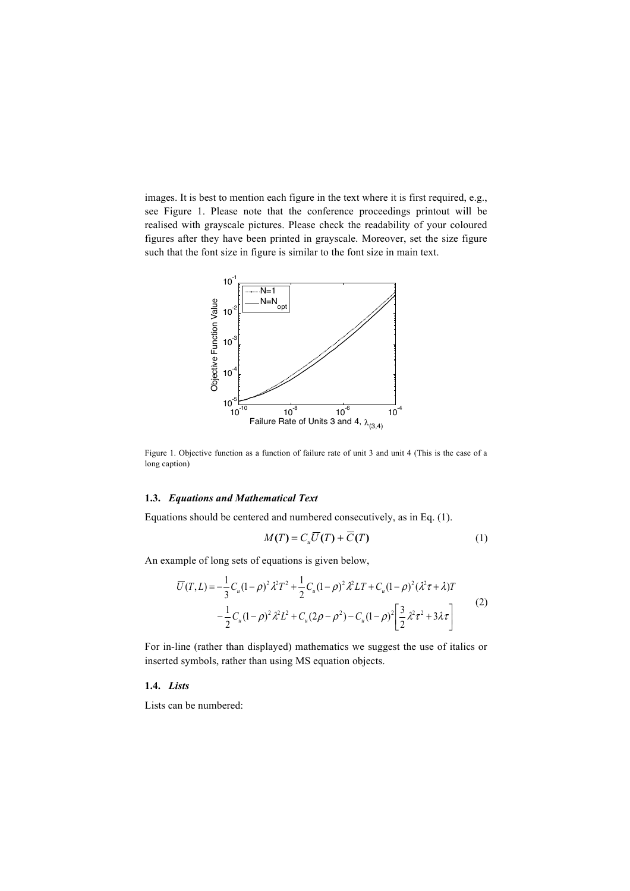images. It is best to mention each figure in the text where it is first required, e.g., see Figure 1. Please note that the conference proceedings printout will be realised with grayscale pictures. Please check the readability of your coloured figures after they have been printed in grayscale. Moreover, set the size figure such that the font size in figure is similar to the font size in main text.

Figure 1. Objective function as a function of failure rate of unit 3 and unit 4 (This is the case of a long caption)

### 1.3. *Equations and Mathematical Text*

Equations should be centered and numbered consecutively, as in Eq. (1).

$$M(T) = C_u \overline{U}(T) + \overline{C}(T) \tag{1}$$

An example of long sets of equations is given below,

$$\begin{aligned} \overline{U}(T,L) = & -\frac{1}{3}C_u(1-\rho)^2\lambda^2T^2 + \frac{1}{2}C_u(1-\rho)^2\lambda^2LT + C_u(1-\rho)^2(\lambda^2\tau + \lambda)T \\ & -\frac{1}{2}C_u(1-\rho)^2\lambda^2L^2 + C_u(2\rho - \rho^2) - C_u(1-\rho)^2\left[\frac{3}{2}\lambda^2\tau^2 + 3\lambda\tau\right] \end{aligned} \tag{2}$$

For in-line (rather than displayed) mathematics we suggest the use of italics or inserted symbols, rather than using MS equation objects.

### 1.4. *Lists*

Lists can be numbered: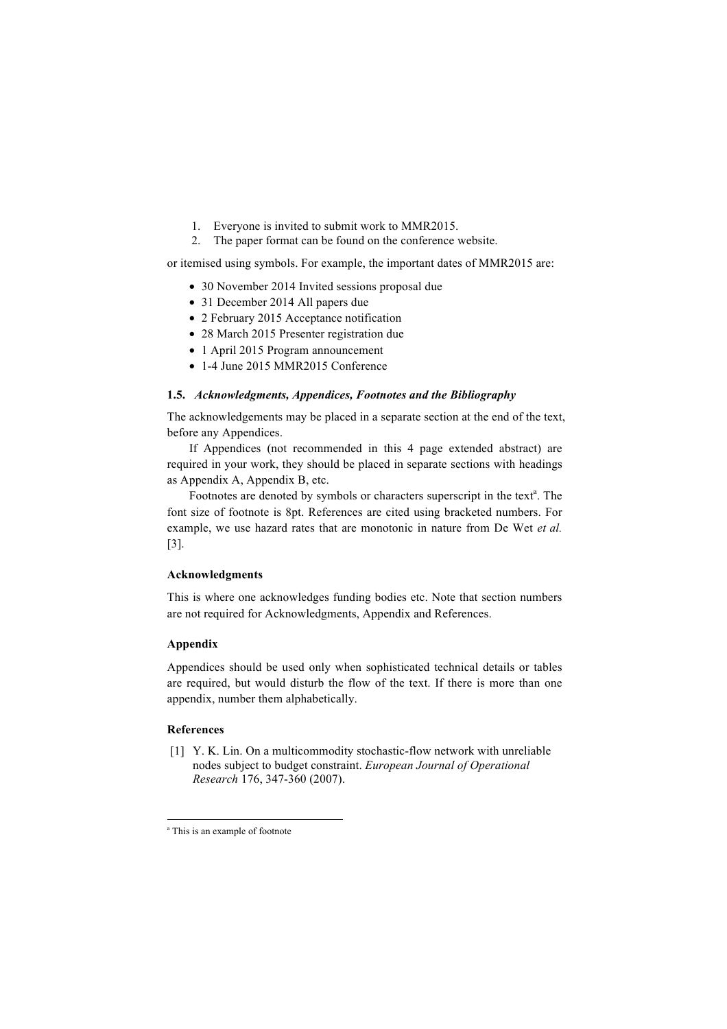1. Everyone is invited to submit work to MMR2015.
2. The paper format can be found on the conference website.

or itemised using symbols. For example, the important dates of MMR2015 are:

- 30 November 2014 Invited sessions proposal due
- 31 December 2014 All papers due
- 2 February 2015 Acceptance notification
- 28 March 2015 Presenter registration due
- 1 April 2015 Program announcement
- 1-4 June 2015 MMR2015 Conference

### 1.5. *Acknowledgments, Appendices, Footnotes and the Bibliography*

The acknowledgements may be placed in a separate section at the end of the text, before any Appendices.

If Appendices (not recommended in this 4 page extended abstract) are required in your work, they should be placed in separate sections with headings as Appendix A, Appendix B, etc.

Footnotes are denoted by symbols or characters superscript in the text[a]. The font size of footnote is 8pt. References are cited using bracketed numbers. For example, we use hazard rates that are monotonic in nature from De Wet *et al.* [3].

## Acknowledgments

This is where one acknowledges funding bodies etc. Note that section numbers are not required for Acknowledgments, Appendix and References.

## Appendix

Appendices should be used only when sophisticated technical details or tables are required, but would disturb the flow of the text. If there is more than one appendix, number them alphabetically.

## References

[1] Y. K. Lin. On a multicommodity stochastic-flow network with unreliable nodes subject to budget constraint. *European Journal of Operational Research* 176, 347-360 (2007).

---

[a] This is an example of footnote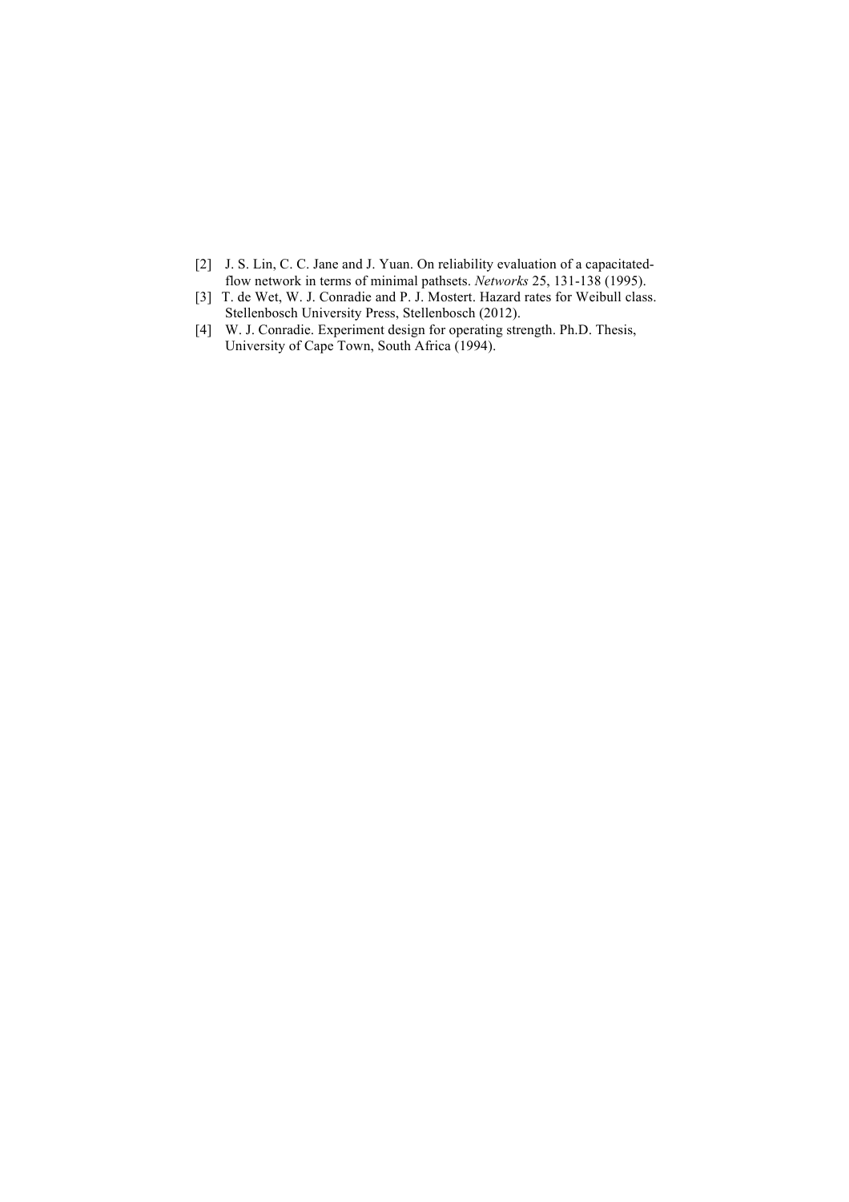[2] J. S. Lin, C. C. Jane and J. Yuan. On reliability evaluation of a capacitated-flow network in terms of minimal pathsets. *Networks* 25, 131-138 (1995).

[3] T. de Wet, W. J. Conradie and P. J. Mostert. Hazard rates for Weibull class. Stellenbosch University Press, Stellenbosch (2012).

[4] W. J. Conradie. Experiment design for operating strength. Ph.D. Thesis, University of Cape Town, South Africa (1994).